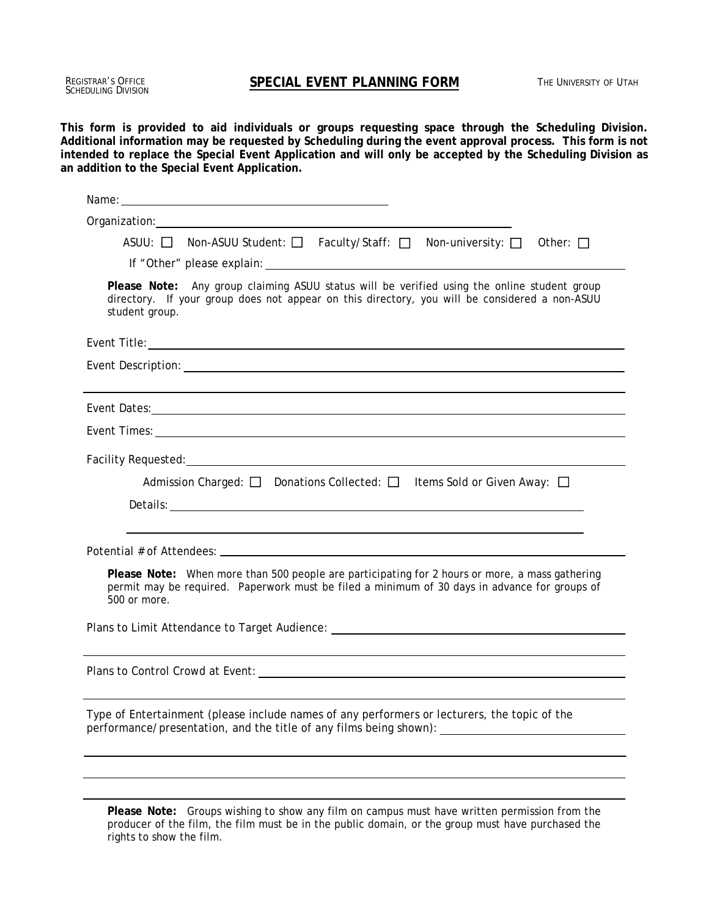REGISTRAR'S OFFICE
SCHEDULING DIVISION

# SPECIAL EVENT PLANNING FORM

THE UNIVERSITY OF UTAH

**This form is provided to aid individuals or groups requesting space through the Scheduling Division. Additional information may be requested by Scheduling during the event approval process. This form is not intended to replace the Special Event Application and will only be accepted by the Scheduling Division as an addition to the Special Event Application.**

Name: ______________________________

Organization: ______________________________

ASUU: ☐ Non-ASUU Student: ☐ Faculty/Staff: ☐ Non-university: ☐ Other: ☐

If "Other" please explain: ______________________________

**Please Note:** Any group claiming ASUU status will be verified using the online student group directory. If your group does not appear on this directory, you will be considered a non-ASUU student group.

Event Title: ______________________________

Event Description: ______________________________

______________________________

Event Dates: ______________________________

Event Times: ______________________________

Facility Requested: ______________________________

Admission Charged: ☐ Donations Collected: ☐ Items Sold or Given Away: ☐

Details: ______________________________

______________________________

Potential # of Attendees: ______________________________

**Please Note:** When more than 500 people are participating for 2 hours or more, a mass gathering permit may be required. Paperwork must be filed a minimum of 30 days in advance for groups of 500 or more.

Plans to Limit Attendance to Target Audience: ______________________________

______________________________

Plans to Control Crowd at Event: ______________________________

______________________________

Type of Entertainment (please include names of any performers or lecturers, the topic of the performance/presentation, and the title of any films being shown): ______________________________

______________________________

______________________________

______________________________

**Please Note:** Groups wishing to show any film on campus must have written permission from the producer of the film, the film must be in the public domain, or the group must have purchased the rights to show the film.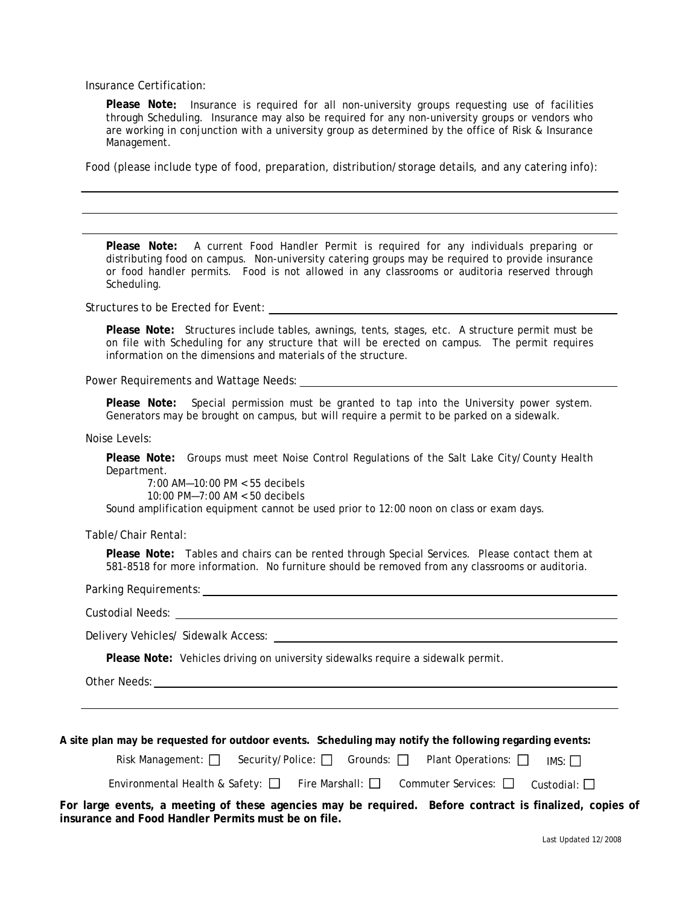Insurance Certification:

> **Please Note:** Insurance is required for all non-university groups requesting use of facilities through Scheduling. Insurance may also be required for any non-university groups or vendors who are working in conjunction with a university group as determined by the office of Risk & Insurance Management.

Food (please include type of food, preparation, distribution/storage details, and any catering info):

\_\_\_\_\_\_\_\_\_\_\_\_\_\_\_\_\_\_\_\_\_\_\_\_\_\_\_\_\_\_\_\_\_\_\_\_\_\_\_\_\_\_\_\_\_\_\_\_\_\_\_\_\_\_\_\_\_\_\_\_

\_\_\_\_\_\_\_\_\_\_\_\_\_\_\_\_\_\_\_\_\_\_\_\_\_\_\_\_\_\_\_\_\_\_\_\_\_\_\_\_\_\_\_\_\_\_\_\_\_\_\_\_\_\_\_\_\_\_\_\_

\_\_\_\_\_\_\_\_\_\_\_\_\_\_\_\_\_\_\_\_\_\_\_\_\_\_\_\_\_\_\_\_\_\_\_\_\_\_\_\_\_\_\_\_\_\_\_\_\_\_\_\_\_\_\_\_\_\_\_\_

> **Please Note:** A current Food Handler Permit is required for any individuals preparing or distributing food on campus. Non-university catering groups may be required to provide insurance or food handler permits. Food is not allowed in any classrooms or auditoria reserved through Scheduling.

Structures to be Erected for Event: \_\_\_\_\_\_\_\_\_\_\_\_\_\_\_\_\_\_\_\_\_\_\_\_\_\_\_\_\_\_\_\_\_\_\_\_\_\_\_\_

> **Please Note:** Structures include tables, awnings, tents, stages, etc. A structure permit must be on file with Scheduling for any structure that will be erected on campus. The permit requires information on the dimensions and materials of the structure.

Power Requirements and Wattage Needs: \_\_\_\_\_\_\_\_\_\_\_\_\_\_\_\_\_\_\_\_\_\_\_\_\_\_\_\_\_\_\_\_\_\_\_\_\_\_\_\_

> **Please Note:** Special permission must be granted to tap into the University power system. Generators may be brought on campus, but will require a permit to be parked on a sidewalk.

Noise Levels:

> **Please Note:** Groups must meet Noise Control Regulations of the Salt Lake City/County Health Department.
>
> 7:00 AM—10:00 PM < 55 decibels
>
> 10:00 PM—7:00 AM < 50 decibels
>
> Sound amplification equipment cannot be used prior to 12:00 noon on class or exam days.

Table/Chair Rental:

> **Please Note:** Tables and chairs can be rented through Special Services. Please contact them at 581-8518 for more information. No furniture should be removed from any classrooms or auditoria.

Parking Requirements: \_\_\_\_\_\_\_\_\_\_\_\_\_\_\_\_\_\_\_\_\_\_\_\_\_\_\_\_\_\_\_\_\_\_\_\_\_\_\_\_\_\_\_\_\_\_\_\_\_\_\_\_\_\_

Custodial Needs: \_\_\_\_\_\_\_\_\_\_\_\_\_\_\_\_\_\_\_\_\_\_\_\_\_\_\_\_\_\_\_\_\_\_\_\_\_\_\_\_\_\_\_\_\_\_\_\_\_\_\_\_\_\_\_\_\_\_

Delivery Vehicles/ Sidewalk Access: \_\_\_\_\_\_\_\_\_\_\_\_\_\_\_\_\_\_\_\_\_\_\_\_\_\_\_\_\_\_\_\_\_\_\_\_\_\_\_\_\_\_

> **Please Note:** Vehicles driving on university sidewalks require a sidewalk permit.

Other Needs: \_\_\_\_\_\_\_\_\_\_\_\_\_\_\_\_\_\_\_\_\_\_\_\_\_\_\_\_\_\_\_\_\_\_\_\_\_\_\_\_\_\_\_\_\_\_\_\_\_\_\_\_\_\_\_\_\_\_\_\_

\_\_\_\_\_\_\_\_\_\_\_\_\_\_\_\_\_\_\_\_\_\_\_\_\_\_\_\_\_\_\_\_\_\_\_\_\_\_\_\_\_\_\_\_\_\_\_\_\_\_\_\_\_\_\_\_\_\_\_\_

**A site plan may be requested for outdoor events. Scheduling may notify the following regarding events:**

Risk Management: ☐ Security/Police: ☐ Grounds: ☐ Plant Operations: ☐ IMS: ☐

Environmental Health & Safety: ☐ Fire Marshall: ☐ Commuter Services: ☐ Custodial: ☐

**For large events, a meeting of these agencies may be required. Before contract is finalized, copies of insurance and Food Handler Permits must be on file.**

Last Updated 12/2008